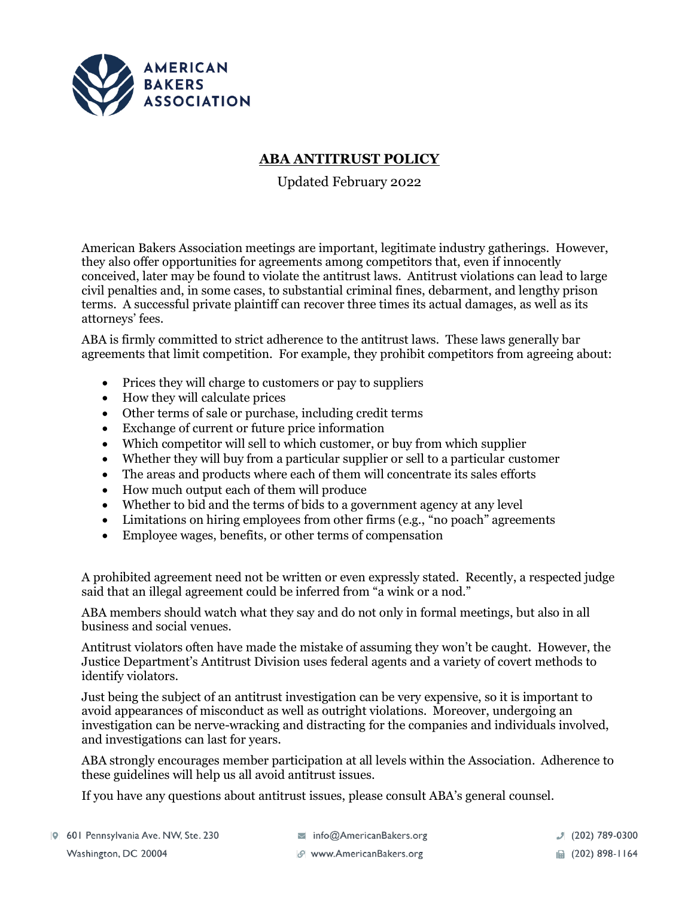AMERICAN BAKERS ASSOCIATION

# ABA ANTITRUST POLICY

Updated February 2022

American Bakers Association meetings are important, legitimate industry gatherings. However, they also offer opportunities for agreements among competitors that, even if innocently conceived, later may be found to violate the antitrust laws. Antitrust violations can lead to large civil penalties and, in some cases, to substantial criminal fines, debarment, and lengthy prison terms. A successful private plaintiff can recover three times its actual damages, as well as its attorneys' fees.

ABA is firmly committed to strict adherence to the antitrust laws. These laws generally bar agreements that limit competition. For example, they prohibit competitors from agreeing about:

- Prices they will charge to customers or pay to suppliers
- How they will calculate prices
- Other terms of sale or purchase, including credit terms
- Exchange of current or future price information
- Which competitor will sell to which customer, or buy from which supplier
- Whether they will buy from a particular supplier or sell to a particular customer
- The areas and products where each of them will concentrate its sales efforts
- How much output each of them will produce
- Whether to bid and the terms of bids to a government agency at any level
- Limitations on hiring employees from other firms (e.g., "no poach" agreements
- Employee wages, benefits, or other terms of compensation

A prohibited agreement need not be written or even expressly stated. Recently, a respected judge said that an illegal agreement could be inferred from "a wink or a nod."

ABA members should watch what they say and do not only in formal meetings, but also in all business and social venues.

Antitrust violators often have made the mistake of assuming they won't be caught. However, the Justice Department's Antitrust Division uses federal agents and a variety of covert methods to identify violators.

Just being the subject of an antitrust investigation can be very expensive, so it is important to avoid appearances of misconduct as well as outright violations. Moreover, undergoing an investigation can be nerve-wracking and distracting for the companies and individuals involved, and investigations can last for years.

ABA strongly encourages member participation at all levels within the Association. Adherence to these guidelines will help us all avoid antitrust issues.

If you have any questions about antitrust issues, please consult ABA's general counsel.

601 Pennsylvania Ave. NW, Ste. 230
Washington, DC 20004

info@AmericanBakers.org
www.AmericanBakers.org

(202) 789-0300
(202) 898-1164